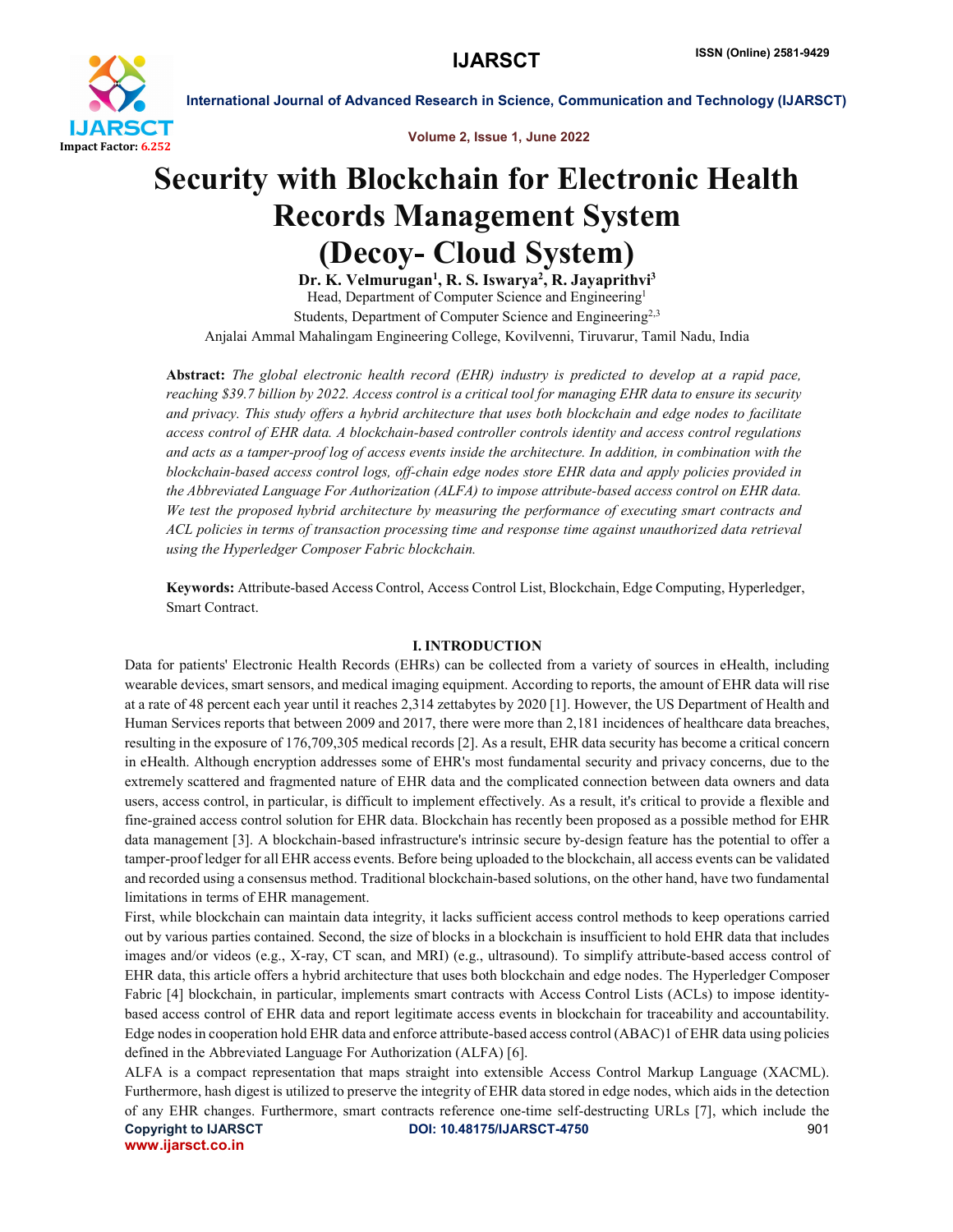# Security with Blockchain for Electronic Health Records Management System (Decoy- Cloud System)

**Dr. K. Velmurugan[1], R. S. Iswarya[2], R. Jayaprithvi[3]**

Head, Department of Computer Science and Engineering[1]

Students, Department of Computer Science and Engineering[2,3]

Anjalai Ammal Mahalingam Engineering College, Kovilvenni, Tiruvarur, Tamil Nadu, India

**Abstract:** *The global electronic health record (EHR) industry is predicted to develop at a rapid pace, reaching $39.7 billion by 2022. Access control is a critical tool for managing EHR data to ensure its security and privacy. This study offers a hybrid architecture that uses both blockchain and edge nodes to facilitate access control of EHR data. A blockchain-based controller controls identity and access control regulations and acts as a tamper-proof log of access events inside the architecture. In addition, in combination with the blockchain-based access control logs, off-chain edge nodes store EHR data and apply policies provided in the Abbreviated Language For Authorization (ALFA) to impose attribute-based access control on EHR data. We test the proposed hybrid architecture by measuring the performance of executing smart contracts and ACL policies in terms of transaction processing time and response time against unauthorized data retrieval using the Hyperledger Composer Fabric blockchain.*

**Keywords:** Attribute-based Access Control, Access Control List, Blockchain, Edge Computing, Hyperledger, Smart Contract.

## I. INTRODUCTION

Data for patients' Electronic Health Records (EHRs) can be collected from a variety of sources in eHealth, including wearable devices, smart sensors, and medical imaging equipment. According to reports, the amount of EHR data will rise at a rate of 48 percent each year until it reaches 2,314 zettabytes by 2020 [1]. However, the US Department of Health and Human Services reports that between 2009 and 2017, there were more than 2,181 incidences of healthcare data breaches, resulting in the exposure of 176,709,305 medical records [2]. As a result, EHR data security has become a critical concern in eHealth. Although encryption addresses some of EHR's most fundamental security and privacy concerns, due to the extremely scattered and fragmented nature of EHR data and the complicated connection between data owners and data users, access control, in particular, is difficult to implement effectively. As a result, it's critical to provide a flexible and fine-grained access control solution for EHR data. Blockchain has recently been proposed as a possible method for EHR data management [3]. A blockchain-based infrastructure's intrinsic secure by-design feature has the potential to offer a tamper-proof ledger for all EHR access events. Before being uploaded to the blockchain, all access events can be validated and recorded using a consensus method. Traditional blockchain-based solutions, on the other hand, have two fundamental limitations in terms of EHR management.

First, while blockchain can maintain data integrity, it lacks sufficient access control methods to keep operations carried out by various parties contained. Second, the size of blocks in a blockchain is insufficient to hold EHR data that includes images and/or videos (e.g., X-ray, CT scan, and MRI) (e.g., ultrasound). To simplify attribute-based access control of EHR data, this article offers a hybrid architecture that uses both blockchain and edge nodes. The Hyperledger Composer Fabric [4] blockchain, in particular, implements smart contracts with Access Control Lists (ACLs) to impose identity-based access control of EHR data and report legitimate access events in blockchain for traceability and accountability. Edge nodes in cooperation hold EHR data and enforce attribute-based access control (ABAC)1 of EHR data using policies defined in the Abbreviated Language For Authorization (ALFA) [6].

ALFA is a compact representation that maps straight into extensible Access Control Markup Language (XACML). Furthermore, hash digest is utilized to preserve the integrity of EHR data stored in edge nodes, which aids in the detection of any EHR changes. Furthermore, smart contracts reference one-time self-destructing URLs [7], which include the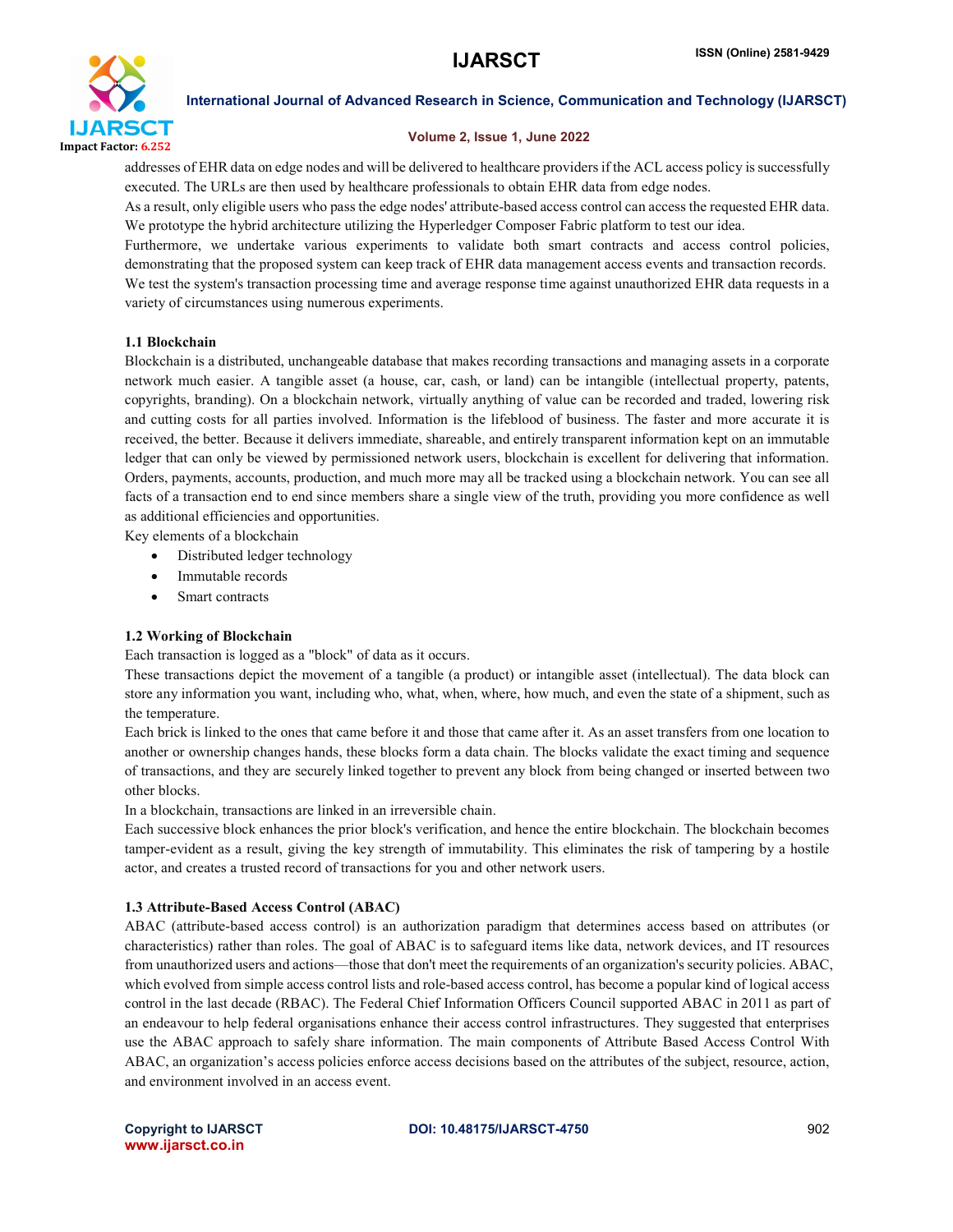addresses of EHR data on edge nodes and will be delivered to healthcare providers if the ACL access policy is successfully executed. The URLs are then used by healthcare professionals to obtain EHR data from edge nodes.

As a result, only eligible users who pass the edge nodes' attribute-based access control can access the requested EHR data. We prototype the hybrid architecture utilizing the Hyperledger Composer Fabric platform to test our idea.

Furthermore, we undertake various experiments to validate both smart contracts and access control policies, demonstrating that the proposed system can keep track of EHR data management access events and transaction records. We test the system's transaction processing time and average response time against unauthorized EHR data requests in a variety of circumstances using numerous experiments.

### 1.1 Blockchain

Blockchain is a distributed, unchangeable database that makes recording transactions and managing assets in a corporate network much easier. A tangible asset (a house, car, cash, or land) can be intangible (intellectual property, patents, copyrights, branding). On a blockchain network, virtually anything of value can be recorded and traded, lowering risk and cutting costs for all parties involved. Information is the lifeblood of business. The faster and more accurate it is received, the better. Because it delivers immediate, shareable, and entirely transparent information kept on an immutable ledger that can only be viewed by permissioned network users, blockchain is excellent for delivering that information. Orders, payments, accounts, production, and much more may all be tracked using a blockchain network. You can see all facts of a transaction end to end since members share a single view of the truth, providing you more confidence as well as additional efficiencies and opportunities.

Key elements of a blockchain

- Distributed ledger technology
- Immutable records
- Smart contracts

### 1.2 Working of Blockchain

Each transaction is logged as a "block" of data as it occurs.

These transactions depict the movement of a tangible (a product) or intangible asset (intellectual). The data block can store any information you want, including who, what, when, where, how much, and even the state of a shipment, such as the temperature.

Each brick is linked to the ones that came before it and those that came after it. As an asset transfers from one location to another or ownership changes hands, these blocks form a data chain. The blocks validate the exact timing and sequence of transactions, and they are securely linked together to prevent any block from being changed or inserted between two other blocks.

In a blockchain, transactions are linked in an irreversible chain.

Each successive block enhances the prior block's verification, and hence the entire blockchain. The blockchain becomes tamper-evident as a result, giving the key strength of immutability. This eliminates the risk of tampering by a hostile actor, and creates a trusted record of transactions for you and other network users.

### 1.3 Attribute-Based Access Control (ABAC)

ABAC (attribute-based access control) is an authorization paradigm that determines access based on attributes (or characteristics) rather than roles. The goal of ABAC is to safeguard items like data, network devices, and IT resources from unauthorized users and actions—those that don't meet the requirements of an organization's security policies. ABAC, which evolved from simple access control lists and role-based access control, has become a popular kind of logical access control in the last decade (RBAC). The Federal Chief Information Officers Council supported ABAC in 2011 as part of an endeavour to help federal organisations enhance their access control infrastructures. They suggested that enterprises use the ABAC approach to safely share information. The main components of Attribute Based Access Control With ABAC, an organization's access policies enforce access decisions based on the attributes of the subject, resource, action, and environment involved in an access event.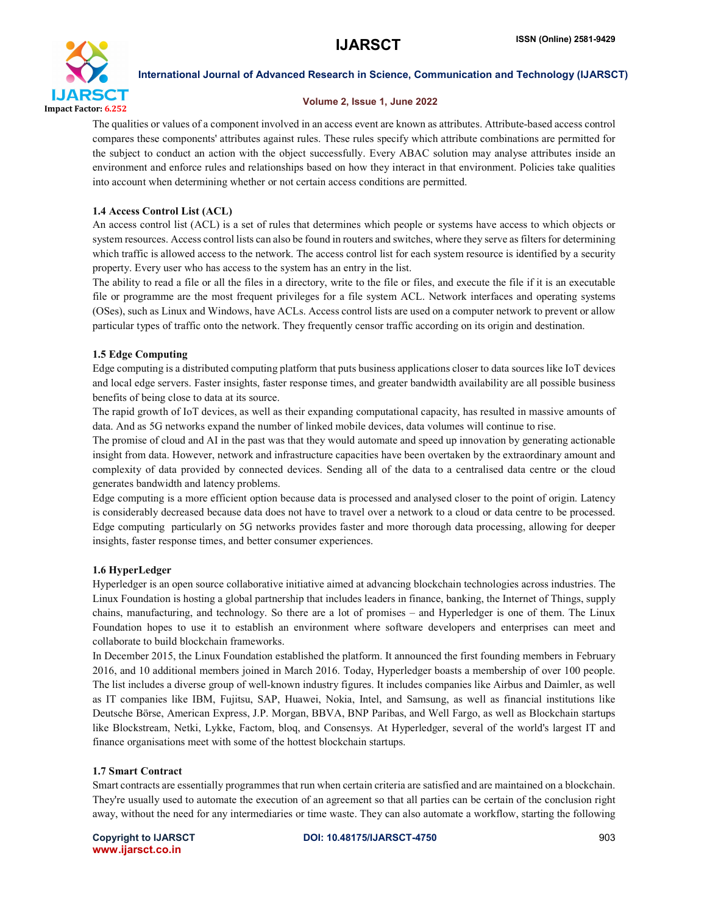The qualities or values of a component involved in an access event are known as attributes. Attribute-based access control compares these components' attributes against rules. These rules specify which attribute combinations are permitted for the subject to conduct an action with the object successfully. Every ABAC solution may analyse attributes inside an environment and enforce rules and relationships based on how they interact in that environment. Policies take qualities into account when determining whether or not certain access conditions are permitted.

### 1.4 Access Control List (ACL)

An access control list (ACL) is a set of rules that determines which people or systems have access to which objects or system resources. Access control lists can also be found in routers and switches, where they serve as filters for determining which traffic is allowed access to the network. The access control list for each system resource is identified by a security property. Every user who has access to the system has an entry in the list.

The ability to read a file or all the files in a directory, write to the file or files, and execute the file if it is an executable file or programme are the most frequent privileges for a file system ACL. Network interfaces and operating systems (OSes), such as Linux and Windows, have ACLs. Access control lists are used on a computer network to prevent or allow particular types of traffic onto the network. They frequently censor traffic according on its origin and destination.

### 1.5 Edge Computing

Edge computing is a distributed computing platform that puts business applications closer to data sources like IoT devices and local edge servers. Faster insights, faster response times, and greater bandwidth availability are all possible business benefits of being close to data at its source.

The rapid growth of IoT devices, as well as their expanding computational capacity, has resulted in massive amounts of data. And as 5G networks expand the number of linked mobile devices, data volumes will continue to rise.

The promise of cloud and AI in the past was that they would automate and speed up innovation by generating actionable insight from data. However, network and infrastructure capacities have been overtaken by the extraordinary amount and complexity of data provided by connected devices. Sending all of the data to a centralised data centre or the cloud generates bandwidth and latency problems.

Edge computing is a more efficient option because data is processed and analysed closer to the point of origin. Latency is considerably decreased because data does not have to travel over a network to a cloud or data centre to be processed. Edge computing particularly on 5G networks provides faster and more thorough data processing, allowing for deeper insights, faster response times, and better consumer experiences.

### 1.6 HyperLedger

Hyperledger is an open source collaborative initiative aimed at advancing blockchain technologies across industries. The Linux Foundation is hosting a global partnership that includes leaders in finance, banking, the Internet of Things, supply chains, manufacturing, and technology. So there are a lot of promises – and Hyperledger is one of them. The Linux Foundation hopes to use it to establish an environment where software developers and enterprises can meet and collaborate to build blockchain frameworks.

In December 2015, the Linux Foundation established the platform. It announced the first founding members in February 2016, and 10 additional members joined in March 2016. Today, Hyperledger boasts a membership of over 100 people. The list includes a diverse group of well-known industry figures. It includes companies like Airbus and Daimler, as well as IT companies like IBM, Fujitsu, SAP, Huawei, Nokia, Intel, and Samsung, as well as financial institutions like Deutsche Börse, American Express, J.P. Morgan, BBVA, BNP Paribas, and Well Fargo, as well as Blockchain startups like Blockstream, Netki, Lykke, Factom, bloq, and Consensys. At Hyperledger, several of the world's largest IT and finance organisations meet with some of the hottest blockchain startups.

### 1.7 Smart Contract

Smart contracts are essentially programmes that run when certain criteria are satisfied and are maintained on a blockchain. They're usually used to automate the execution of an agreement so that all parties can be certain of the conclusion right away, without the need for any intermediaries or time waste. They can also automate a workflow, starting the following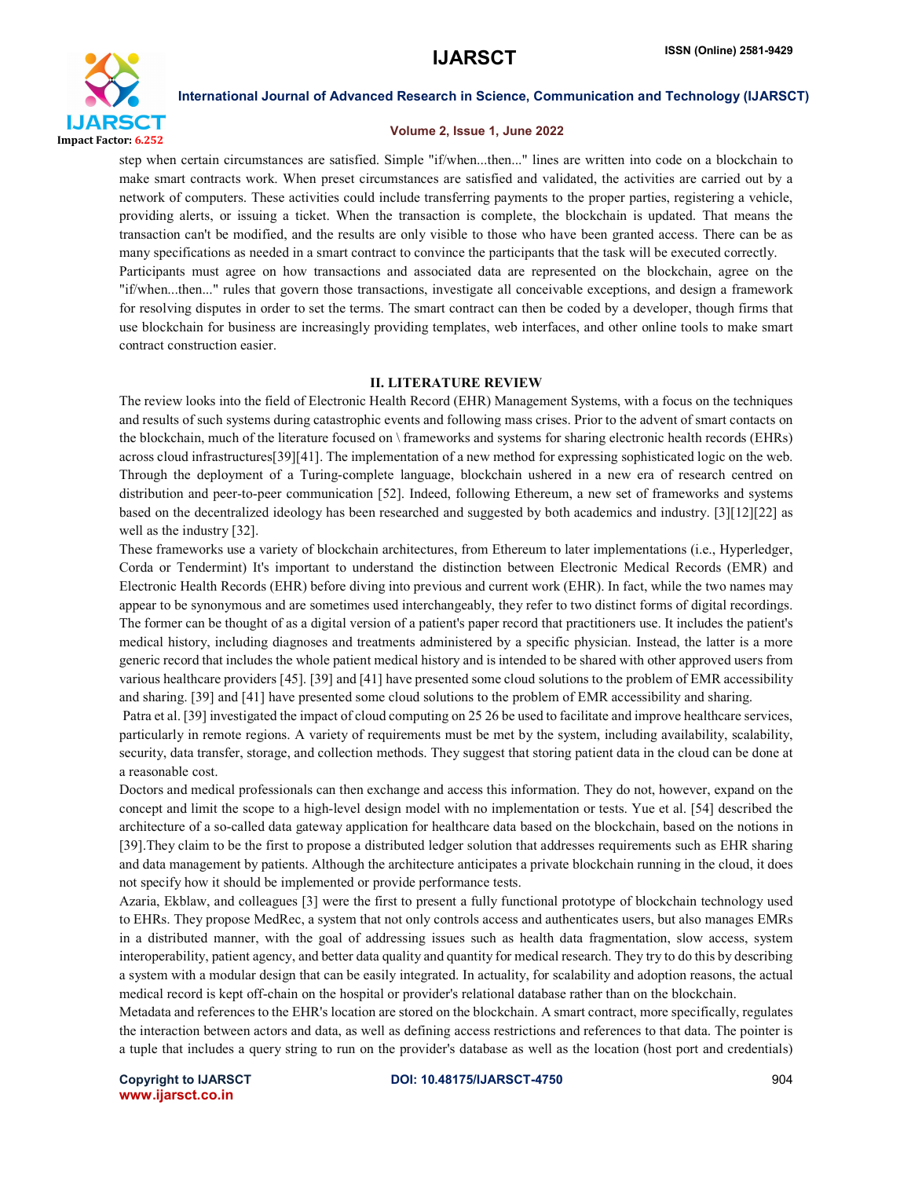step when certain circumstances are satisfied. Simple "if/when...then..." lines are written into code on a blockchain to make smart contracts work. When preset circumstances are satisfied and validated, the activities are carried out by a network of computers. These activities could include transferring payments to the proper parties, registering a vehicle, providing alerts, or issuing a ticket. When the transaction is complete, the blockchain is updated. That means the transaction can't be modified, and the results are only visible to those who have been granted access. There can be as many specifications as needed in a smart contract to convince the participants that the task will be executed correctly.

Participants must agree on how transactions and associated data are represented on the blockchain, agree on the "if/when...then..." rules that govern those transactions, investigate all conceivable exceptions, and design a framework for resolving disputes in order to set the terms. The smart contract can then be coded by a developer, though firms that use blockchain for business are increasingly providing templates, web interfaces, and other online tools to make smart contract construction easier.

## II. LITERATURE REVIEW

The review looks into the field of Electronic Health Record (EHR) Management Systems, with a focus on the techniques and results of such systems during catastrophic events and following mass crises. Prior to the advent of smart contacts on the blockchain, much of the literature focused on \ frameworks and systems for sharing electronic health records (EHRs) across cloud infrastructures[39][41]. The implementation of a new method for expressing sophisticated logic on the web. Through the deployment of a Turing-complete language, blockchain ushered in a new era of research centred on distribution and peer-to-peer communication [52]. Indeed, following Ethereum, a new set of frameworks and systems based on the decentralized ideology has been researched and suggested by both academics and industry. [3][12][22] as well as the industry [32].

These frameworks use a variety of blockchain architectures, from Ethereum to later implementations (i.e., Hyperledger, Corda or Tendermint) It's important to understand the distinction between Electronic Medical Records (EMR) and Electronic Health Records (EHR) before diving into previous and current work (EHR). In fact, while the two names may appear to be synonymous and are sometimes used interchangeably, they refer to two distinct forms of digital recordings. The former can be thought of as a digital version of a patient's paper record that practitioners use. It includes the patient's medical history, including diagnoses and treatments administered by a specific physician. Instead, the latter is a more generic record that includes the whole patient medical history and is intended to be shared with other approved users from various healthcare providers [45]. [39] and [41] have presented some cloud solutions to the problem of EMR accessibility and sharing. [39] and [41] have presented some cloud solutions to the problem of EMR accessibility and sharing.

Patra et al. [39] investigated the impact of cloud computing on 25 26 be used to facilitate and improve healthcare services, particularly in remote regions. A variety of requirements must be met by the system, including availability, scalability, security, data transfer, storage, and collection methods. They suggest that storing patient data in the cloud can be done at a reasonable cost.

Doctors and medical professionals can then exchange and access this information. They do not, however, expand on the concept and limit the scope to a high-level design model with no implementation or tests. Yue et al. [54] described the architecture of a so-called data gateway application for healthcare data based on the blockchain, based on the notions in [39].They claim to be the first to propose a distributed ledger solution that addresses requirements such as EHR sharing and data management by patients. Although the architecture anticipates a private blockchain running in the cloud, it does not specify how it should be implemented or provide performance tests.

Azaria, Ekblaw, and colleagues [3] were the first to present a fully functional prototype of blockchain technology used to EHRs. They propose MedRec, a system that not only controls access and authenticates users, but also manages EMRs in a distributed manner, with the goal of addressing issues such as health data fragmentation, slow access, system interoperability, patient agency, and better data quality and quantity for medical research. They try to do this by describing a system with a modular design that can be easily integrated. In actuality, for scalability and adoption reasons, the actual medical record is kept off-chain on the hospital or provider's relational database rather than on the blockchain.

Metadata and references to the EHR's location are stored on the blockchain. A smart contract, more specifically, regulates the interaction between actors and data, as well as defining access restrictions and references to that data. The pointer is a tuple that includes a query string to run on the provider's database as well as the location (host port and credentials)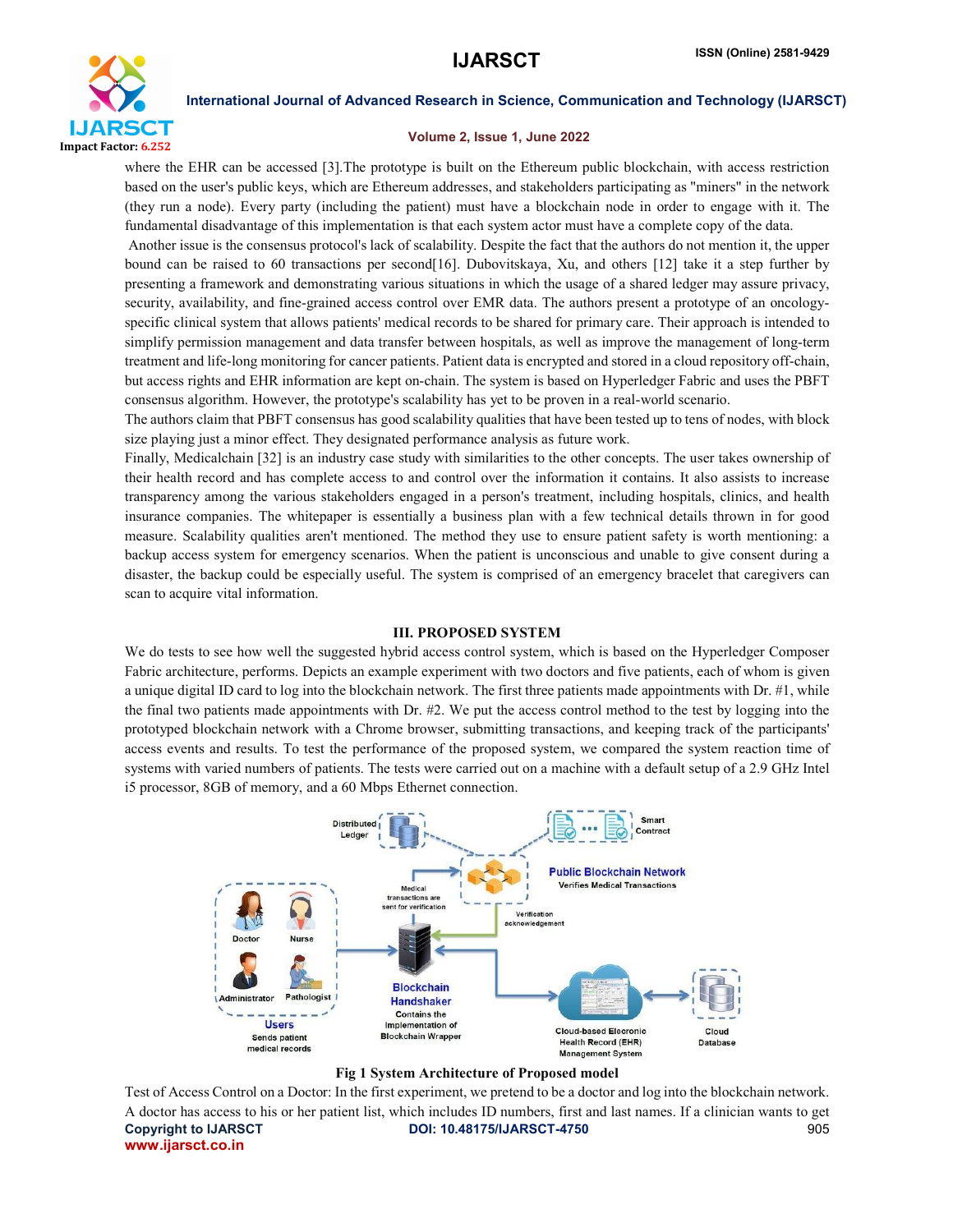where the EHR can be accessed [3].The prototype is built on the Ethereum public blockchain, with access restriction based on the user's public keys, which are Ethereum addresses, and stakeholders participating as "miners" in the network (they run a node). Every party (including the patient) must have a blockchain node in order to engage with it. The fundamental disadvantage of this implementation is that each system actor must have a complete copy of the data.

Another issue is the consensus protocol's lack of scalability. Despite the fact that the authors do not mention it, the upper bound can be raised to 60 transactions per second[16]. Dubovitskaya, Xu, and others [12] take it a step further by presenting a framework and demonstrating various situations in which the usage of a shared ledger may assure privacy, security, availability, and fine-grained access control over EMR data. The authors present a prototype of an oncology-specific clinical system that allows patients' medical records to be shared for primary care. Their approach is intended to simplify permission management and data transfer between hospitals, as well as improve the management of long-term treatment and life-long monitoring for cancer patients. Patient data is encrypted and stored in a cloud repository off-chain, but access rights and EHR information are kept on-chain. The system is based on Hyperledger Fabric and uses the PBFT consensus algorithm. However, the prototype's scalability has yet to be proven in a real-world scenario.

The authors claim that PBFT consensus has good scalability qualities that have been tested up to tens of nodes, with block size playing just a minor effect. They designated performance analysis as future work.

Finally, Medicalchain [32] is an industry case study with similarities to the other concepts. The user takes ownership of their health record and has complete access to and control over the information it contains. It also assists to increase transparency among the various stakeholders engaged in a person's treatment, including hospitals, clinics, and health insurance companies. The whitepaper is essentially a business plan with a few technical details thrown in for good measure. Scalability qualities aren't mentioned. The method they use to ensure patient safety is worth mentioning: a backup access system for emergency scenarios. When the patient is unconscious and unable to give consent during a disaster, the backup could be especially useful. The system is comprised of an emergency bracelet that caregivers can scan to acquire vital information.

## III. PROPOSED SYSTEM

We do tests to see how well the suggested hybrid access control system, which is based on the Hyperledger Composer Fabric architecture, performs. Depicts an example experiment with two doctors and five patients, each of whom is given a unique digital ID card to log into the blockchain network. The first three patients made appointments with Dr. #1, while the final two patients made appointments with Dr. #2. We put the access control method to the test by logging into the prototyped blockchain network with a Chrome browser, submitting transactions, and keeping track of the participants' access events and results. To test the performance of the proposed system, we compared the system reaction time of systems with varied numbers of patients. The tests were carried out on a machine with a default setup of a 2.9 GHz Intel i5 processor, 8GB of memory, and a 60 Mbps Ethernet connection.

**Fig 1 System Architecture of Proposed model**

Test of Access Control on a Doctor: In the first experiment, we pretend to be a doctor and log into the blockchain network. A doctor has access to his or her patient list, which includes ID numbers, first and last names. If a clinician wants to get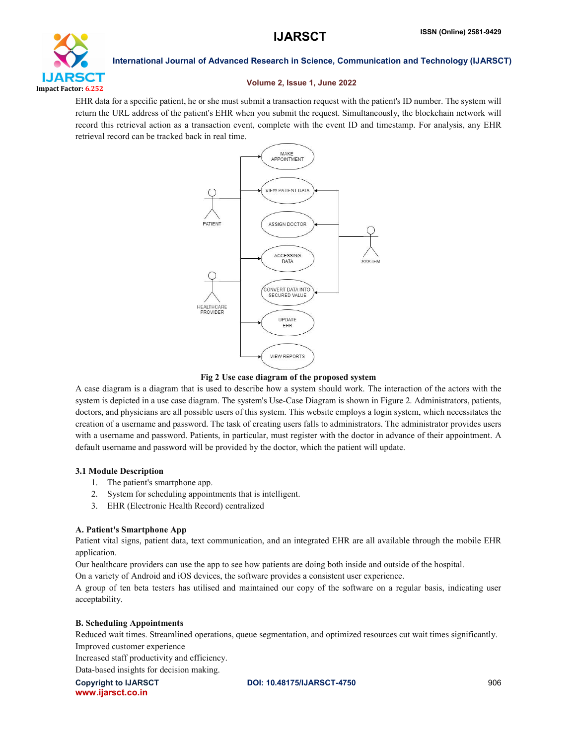EHR data for a specific patient, he or she must submit a transaction request with the patient's ID number. The system will return the URL address of the patient's EHR when you submit the request. Simultaneously, the blockchain network will record this retrieval action as a transaction event, complete with the event ID and timestamp. For analysis, any EHR retrieval record can be tracked back in real time.

**Fig 2 Use case diagram of the proposed system**

A case diagram is a diagram that is used to describe how a system should work. The interaction of the actors with the system is depicted in a use case diagram. The system's Use-Case Diagram is shown in Figure 2. Administrators, patients, doctors, and physicians are all possible users of this system. This website employs a login system, which necessitates the creation of a username and password. The task of creating users falls to administrators. The administrator provides users with a username and password. Patients, in particular, must register with the doctor in advance of their appointment. A default username and password will be provided by the doctor, which the patient will update.

### 3.1 Module Description

1. The patient's smartphone app.
2. System for scheduling appointments that is intelligent.
3. EHR (Electronic Health Record) centralized

#### A. Patient's Smartphone App

Patient vital signs, patient data, text communication, and an integrated EHR are all available through the mobile EHR application.

Our healthcare providers can use the app to see how patients are doing both inside and outside of the hospital.

On a variety of Android and iOS devices, the software provides a consistent user experience.

A group of ten beta testers has utilised and maintained our copy of the software on a regular basis, indicating user acceptability.

#### B. Scheduling Appointments

Reduced wait times. Streamlined operations, queue segmentation, and optimized resources cut wait times significantly.

Improved customer experience

Increased staff productivity and efficiency.

Data-based insights for decision making.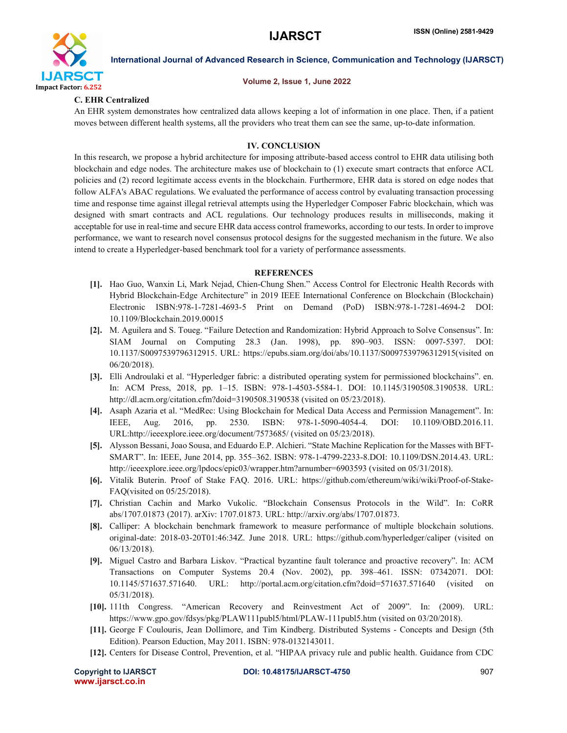### C. EHR Centralized

An EHR system demonstrates how centralized data allows keeping a lot of information in one place. Then, if a patient moves between different health systems, all the providers who treat them can see the same, up-to-date information.

## IV. CONCLUSION

In this research, we propose a hybrid architecture for imposing attribute-based access control to EHR data utilising both blockchain and edge nodes. The architecture makes use of blockchain to (1) execute smart contracts that enforce ACL policies and (2) record legitimate access events in the blockchain. Furthermore, EHR data is stored on edge nodes that follow ALFA's ABAC regulations. We evaluated the performance of access control by evaluating transaction processing time and response time against illegal retrieval attempts using the Hyperledger Composer Fabric blockchain, which was designed with smart contracts and ACL regulations. Our technology produces results in milliseconds, making it acceptable for use in real-time and secure EHR data access control frameworks, according to our tests. In order to improve performance, we want to research novel consensus protocol designs for the suggested mechanism in the future. We also intend to create a Hyperledger-based benchmark tool for a variety of performance assessments.

## REFERENCES

[1]. Hao Guo, Wanxin Li, Mark Nejad, Chien-Chung Shen." Access Control for Electronic Health Records with Hybrid Blockchain-Edge Architecture" in 2019 IEEE International Conference on Blockchain (Blockchain) Electronic ISBN:978-1-7281-4693-5 Print on Demand (PoD) ISBN:978-1-7281-4694-2 DOI: 10.1109/Blockchain.2019.00015

[2]. M. Aguilera and S. Toueg. "Failure Detection and Randomization: Hybrid Approach to Solve Consensus". In: SIAM Journal on Computing 28.3 (Jan. 1998), pp. 890–903. ISSN: 0097-5397. DOI: 10.1137/S0097539796312915. URL: https://epubs.siam.org/doi/abs/10.1137/S0097539796312915(visited on 06/20/2018).

[3]. Elli Androulaki et al. "Hyperledger fabric: a distributed operating system for permissioned blockchains". en. In: ACM Press, 2018, pp. 1–15. ISBN: 978-1-4503-5584-1. DOI: 10.1145/3190508.3190538. URL: http://dl.acm.org/citation.cfm?doid=3190508.3190538 (visited on 05/23/2018).

[4]. Asaph Azaria et al. "MedRec: Using Blockchain for Medical Data Access and Permission Management". In: IEEE, Aug. 2016, pp. 2530. ISBN: 978-1-5090-4054-4. DOI: 10.1109/OBD.2016.11. URL:http://ieeexplore.ieee.org/document/7573685/ (visited on 05/23/2018).

[5]. Alysson Bessani, Joao Sousa, and Eduardo E.P. Alchieri. "State Machine Replication for the Masses with BFT-SMART". In: IEEE, June 2014, pp. 355–362. ISBN: 978-1-4799-2233-8.DOI: 10.1109/DSN.2014.43. URL: http://ieeexplore.ieee.org/lpdocs/epic03/wrapper.htm?arnumber=6903593 (visited on 05/31/2018).

[6]. Vitalik Buterin. Proof of Stake FAQ. 2016. URL: https://github.com/ethereum/wiki/wiki/Proof-of-Stake-FAQ(visited on 05/25/2018).

[7]. Christian Cachin and Marko Vukolic. "Blockchain Consensus Protocols in the Wild". In: CoRR abs/1707.01873 (2017). arXiv: 1707.01873. URL: http://arxiv.org/abs/1707.01873.

[8]. Calliper: A blockchain benchmark framework to measure performance of multiple blockchain solutions. original-date: 2018-03-20T01:46:34Z. June 2018. URL: https://github.com/hyperledger/caliper (visited on 06/13/2018).

[9]. Miguel Castro and Barbara Liskov. "Practical byzantine fault tolerance and proactive recovery". In: ACM Transactions on Computer Systems 20.4 (Nov. 2002), pp. 398–461. ISSN: 07342071. DOI: 10.1145/571637.571640. URL: http://portal.acm.org/citation.cfm?doid=571637.571640 (visited on 05/31/2018).

[10]. 111th Congress. "American Recovery and Reinvestment Act of 2009". In: (2009). URL: https://www.gpo.gov/fdsys/pkg/PLAW111publ5/html/PLAW-111publ5.htm (visited on 03/20/2018).

[11]. George F Coulouris, Jean Dollimore, and Tim Kindberg. Distributed Systems - Concepts and Design (5th Edition). Pearson Eduction, May 2011. ISBN: 978-0132143011.

[12]. Centers for Disease Control, Prevention, et al. "HIPAA privacy rule and public health. Guidance from CDC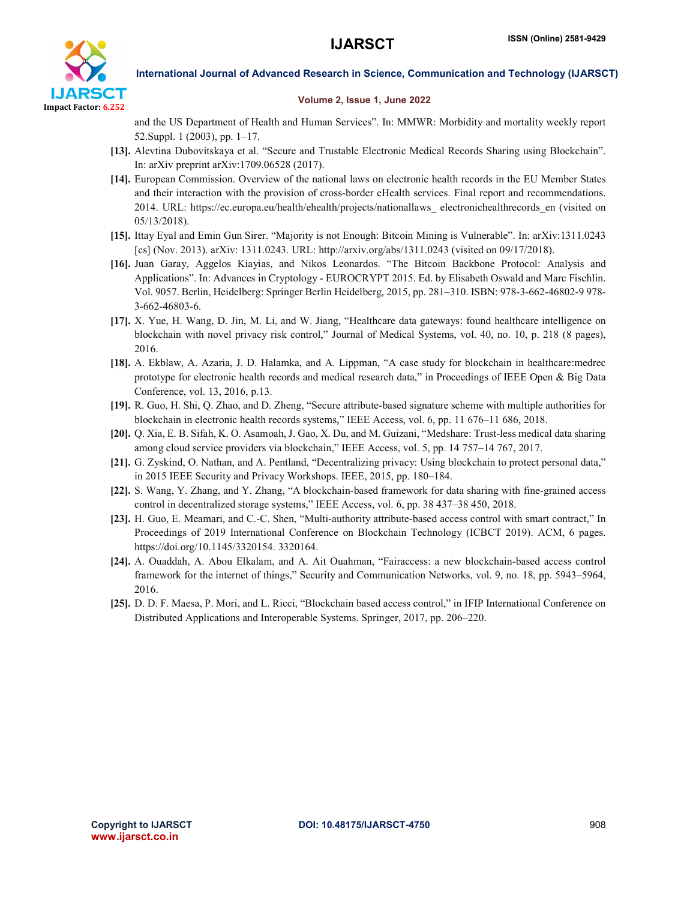and the US Department of Health and Human Services". In: MMWR: Morbidity and mortality weekly report 52.Suppl. 1 (2003), pp. 1–17.

**[13].** Alevtina Dubovitskaya et al. "Secure and Trustable Electronic Medical Records Sharing using Blockchain". In: arXiv preprint arXiv:1709.06528 (2017).

**[14].** European Commission. Overview of the national laws on electronic health records in the EU Member States and their interaction with the provision of cross-border eHealth services. Final report and recommendations. 2014. URL: https://ec.europa.eu/health/ehealth/projects/nationallaws_ electronichealthrecords_en (visited on 05/13/2018).

**[15].** Ittay Eyal and Emin Gun Sirer. "Majority is not Enough: Bitcoin Mining is Vulnerable". In: arXiv:1311.0243 [cs] (Nov. 2013). arXiv: 1311.0243. URL: http://arxiv.org/abs/1311.0243 (visited on 09/17/2018).

**[16].** Juan Garay, Aggelos Kiayias, and Nikos Leonardos. "The Bitcoin Backbone Protocol: Analysis and Applications". In: Advances in Cryptology - EUROCRYPT 2015. Ed. by Elisabeth Oswald and Marc Fischlin. Vol. 9057. Berlin, Heidelberg: Springer Berlin Heidelberg, 2015, pp. 281–310. ISBN: 978-3-662-46802-9 978-3-662-46803-6.

**[17].** X. Yue, H. Wang, D. Jin, M. Li, and W. Jiang, "Healthcare data gateways: found healthcare intelligence on blockchain with novel privacy risk control," Journal of Medical Systems, vol. 40, no. 10, p. 218 (8 pages), 2016.

**[18].** A. Ekblaw, A. Azaria, J. D. Halamka, and A. Lippman, "A case study for blockchain in healthcare:medrec prototype for electronic health records and medical research data," in Proceedings of IEEE Open & Big Data Conference, vol. 13, 2016, p.13.

**[19].** R. Guo, H. Shi, Q. Zhao, and D. Zheng, "Secure attribute-based signature scheme with multiple authorities for blockchain in electronic health records systems," IEEE Access, vol. 6, pp. 11 676–11 686, 2018.

**[20].** Q. Xia, E. B. Sifah, K. O. Asamoah, J. Gao, X. Du, and M. Guizani, "Medshare: Trust-less medical data sharing among cloud service providers via blockchain," IEEE Access, vol. 5, pp. 14 757–14 767, 2017.

**[21].** G. Zyskind, O. Nathan, and A. Pentland, "Decentralizing privacy: Using blockchain to protect personal data," in 2015 IEEE Security and Privacy Workshops. IEEE, 2015, pp. 180–184.

**[22].** S. Wang, Y. Zhang, and Y. Zhang, "A blockchain-based framework for data sharing with fine-grained access control in decentralized storage systems," IEEE Access, vol. 6, pp. 38 437–38 450, 2018.

**[23].** H. Guo, E. Meamari, and C.-C. Shen, "Multi-authority attribute-based access control with smart contract," In Proceedings of 2019 International Conference on Blockchain Technology (ICBCT 2019). ACM, 6 pages. https://doi.org/10.1145/3320154. 3320164.

**[24].** A. Ouaddah, A. Abou Elkalam, and A. Ait Ouahman, "Fairaccess: a new blockchain-based access control framework for the internet of things," Security and Communication Networks, vol. 9, no. 18, pp. 5943–5964, 2016.

**[25].** D. D. F. Maesa, P. Mori, and L. Ricci, "Blockchain based access control," in IFIP International Conference on Distributed Applications and Interoperable Systems. Springer, 2017, pp. 206–220.